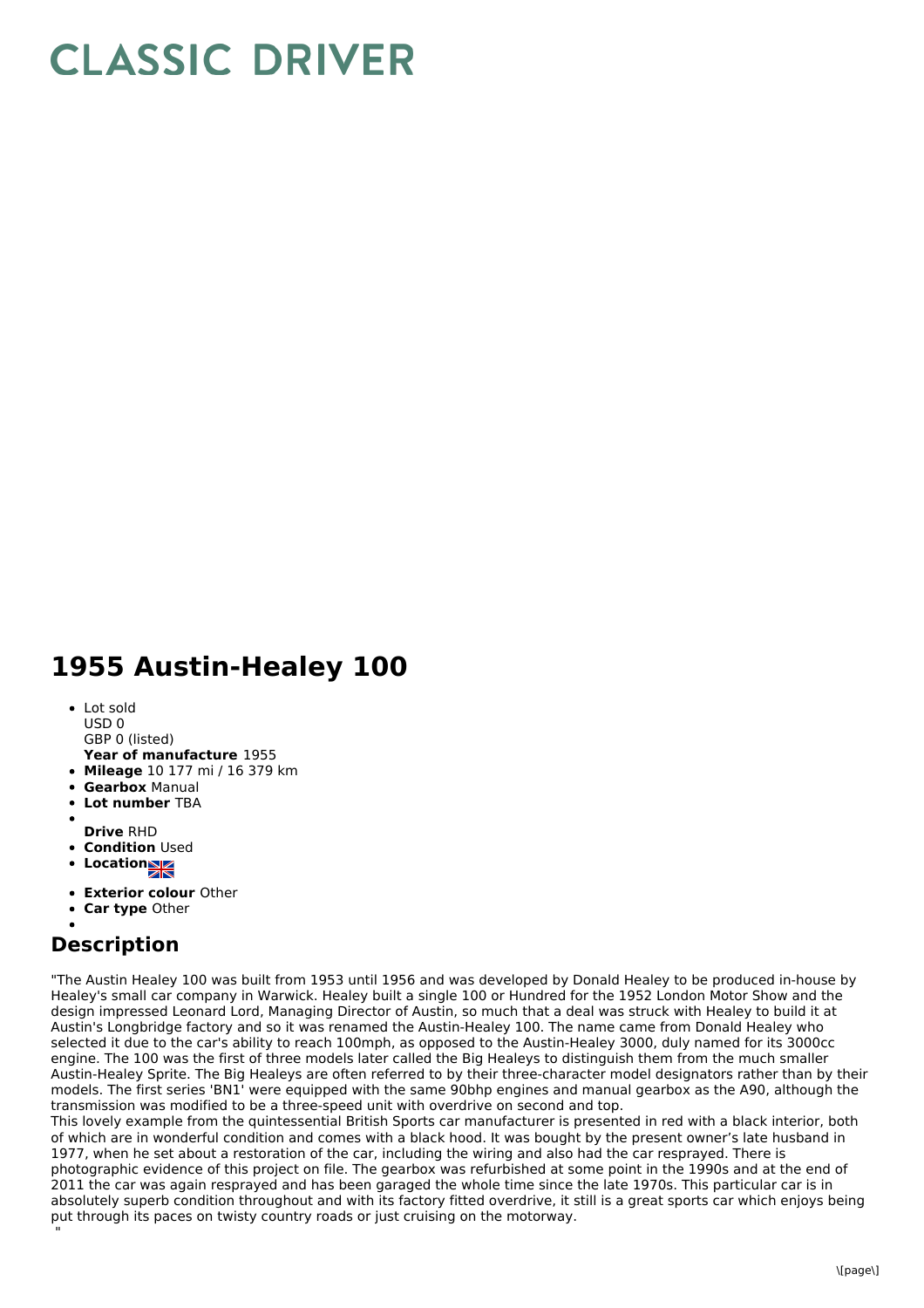# CLASSIC DRIVER

# 1955 Austin-Healey 100

- Lot sold
  USD 0
  GBP 0 (listed)
  **Year of manufacture** 1955
- **Mileage** 10 177 mi / 16 379 km
- **Gearbox** Manual
- **Lot number** TBA
- **Drive** RHD
- **Condition** Used
- **Location**
- **Exterior colour** Other
- **Car type** Other

## Description

"The Austin Healey 100 was built from 1953 until 1956 and was developed by Donald Healey to be produced in-house by Healey's small car company in Warwick. Healey built a single 100 or Hundred for the 1952 London Motor Show and the design impressed Leonard Lord, Managing Director of Austin, so much that a deal was struck with Healey to build it at Austin's Longbridge factory and so it was renamed the Austin-Healey 100. The name came from Donald Healey who selected it due to the car's ability to reach 100mph, as opposed to the Austin-Healey 3000, duly named for its 3000cc engine. The 100 was the first of three models later called the Big Healeys to distinguish them from the much smaller Austin-Healey Sprite. The Big Healeys are often referred to by their three-character model designators rather than by their models. The first series 'BN1' were equipped with the same 90bhp engines and manual gearbox as the A90, although the transmission was modified to be a three-speed unit with overdrive on second and top.
This lovely example from the quintessential British Sports car manufacturer is presented in red with a black interior, both of which are in wonderful condition and comes with a black hood. It was bought by the present owner's late husband in 1977, when he set about a restoration of the car, including the wiring and also had the car resprayed. There is photographic evidence of this project on file. The gearbox was refurbished at some point in the 1990s and at the end of 2011 the car was again resprayed and has been garaged the whole time since the late 1970s. This particular car is in absolutely superb condition throughout and with its factory fitted overdrive, it still is a great sports car which enjoys being put through its paces on twisty country roads or just cruising on the motorway.
"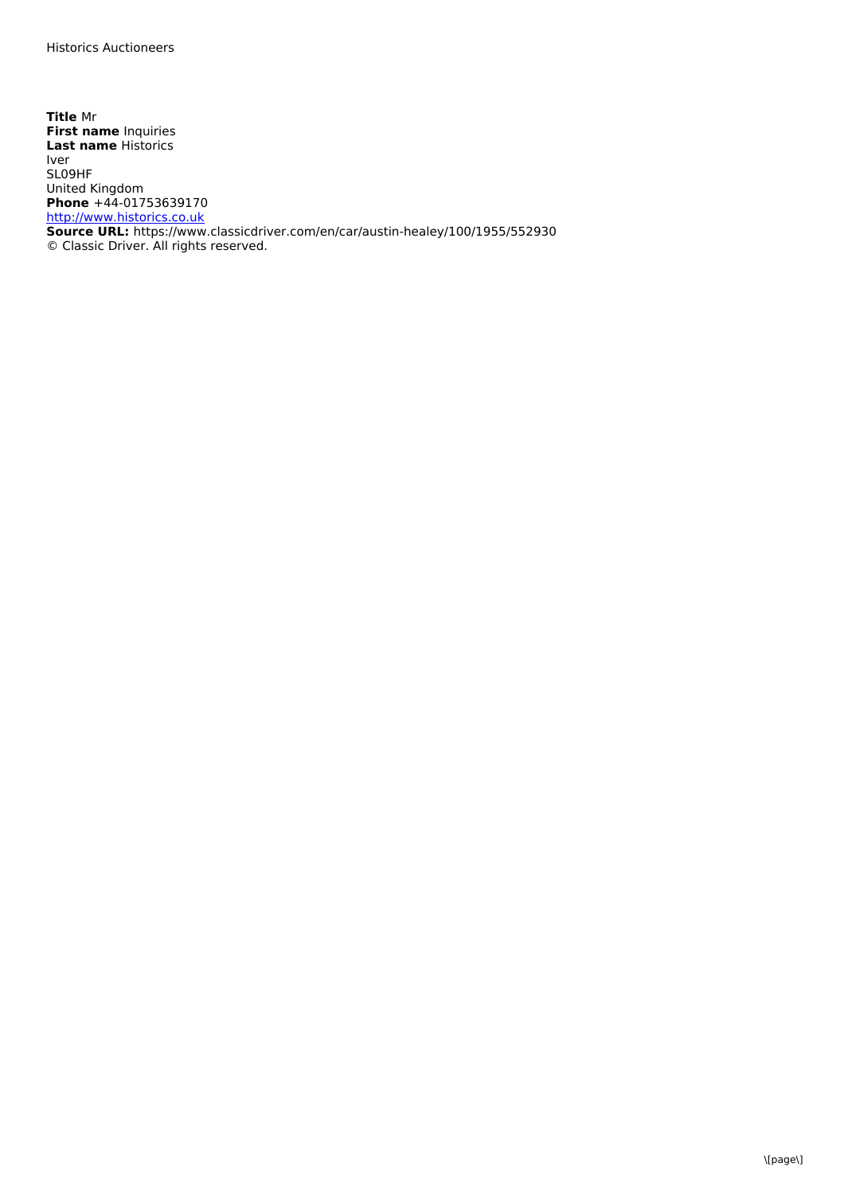Historics Auctioneers

**Title** Mr
**First name** Inquiries
**Last name** Historics
Iver
SL09HF
United Kingdom
**Phone** +44-01753639170
http://www.historics.co.uk
**Source URL:** https://www.classicdriver.com/en/car/austin-healey/100/1955/552930
© Classic Driver. All rights reserved.